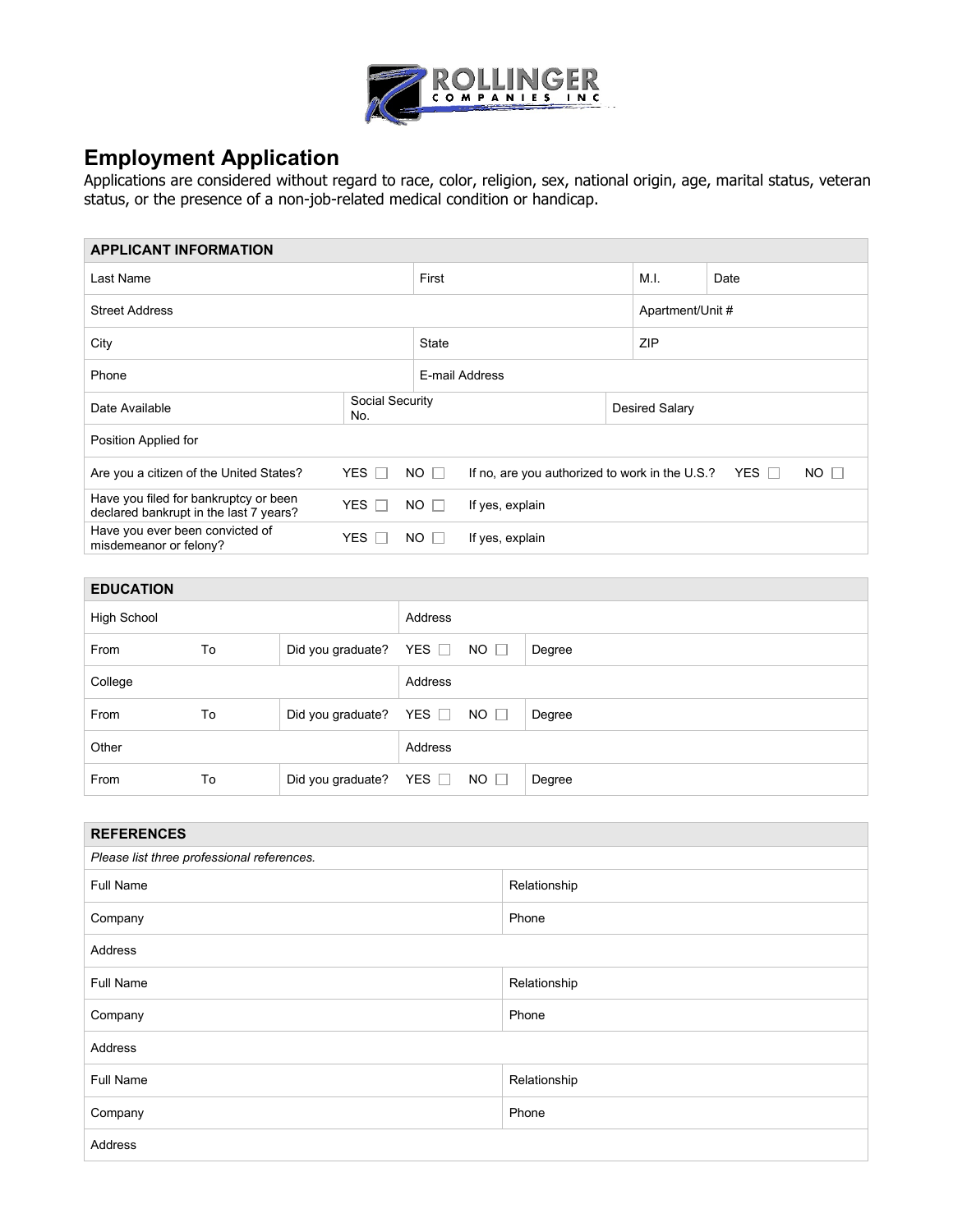ROLLINGER COMPANIES INC

# Employment Application

Applications are considered without regard to race, color, religion, sex, national origin, age, marital status, veteran status, or the presence of a non-job-related medical condition or handicap.

| APPLICANT INFORMATION | | | | | | |
|---|---|---|---|---|---|---|
| Last Name | | First | | M.I. | Date | |
| Street Address | | | | Apartment/Unit # | | |
| City | | State | | ZIP | | |
| Phone | | E-mail Address | | | | |
| Date Available | Social Security No. | | Desired Salary | | | |
| Position Applied for | | | | | | |
| Are you a citizen of the United States? | YES ☐ | NO ☐ | If no, are you authorized to work in the U.S.? | YES ☐ | NO ☐ | |
| Have you filed for bankruptcy or been declared bankrupt in the last 7 years? | YES ☐ | NO ☐ | If yes, explain | | | |
| Have you ever been convicted of misdemeanor or felony? | YES ☐ | NO ☐ | If yes, explain | | | |

| EDUCATION | | | | | |
|---|---|---|---|---|---|
| High School | | | Address | | |
| From | To | Did you graduate? | YES ☐ | NO ☐ | Degree |
| College | | | Address | | |
| From | To | Did you graduate? | YES ☐ | NO ☐ | Degree |
| Other | | | Address | | |
| From | To | Did you graduate? | YES ☐ | NO ☐ | Degree |

| REFERENCES | |
|---|---|
| *Please list three professional references.* | |
| Full Name | Relationship |
| Company | Phone |
| Address | |
| Full Name | Relationship |
| Company | Phone |
| Address | |
| Full Name | Relationship |
| Company | Phone |
| Address | |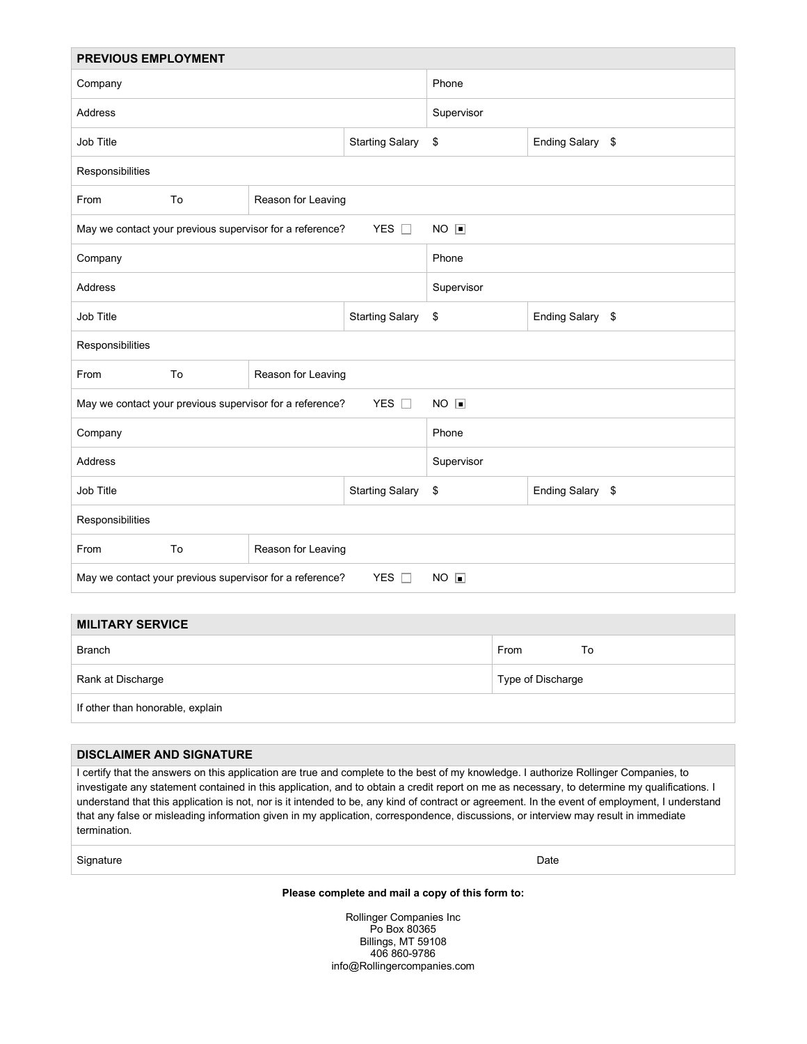## PREVIOUS EMPLOYMENT

| | | | | | |
|---|---|---|---|---|---|
| Company | | | Phone | | |
| Address | | | Supervisor | | |
| Job Title | | Starting Salary | $ | Ending Salary $ | |
| Responsibilities | | | | | |
| From | To | Reason for Leaving | | | |
| May we contact your previous supervisor for a reference? | | YES ☐ | NO ☒ | | |
| Company | | | Phone | | |
| Address | | | Supervisor | | |
| Job Title | | Starting Salary | $ | Ending Salary $ | |
| Responsibilities | | | | | |
| From | To | Reason for Leaving | | | |
| May we contact your previous supervisor for a reference? | | YES ☐ | NO ☒ | | |
| Company | | | Phone | | |
| Address | | | Supervisor | | |
| Job Title | | Starting Salary | $ | Ending Salary $ | |
| Responsibilities | | | | | |
| From | To | Reason for Leaving | | | |
| May we contact your previous supervisor for a reference? | | YES ☐ | NO ☒ | | |

## MILITARY SERVICE

| | | |
|---|---|---|
| Branch | From | To |
| Rank at Discharge | Type of Discharge | |
| If other than honorable, explain | | |

## DISCLAIMER AND SIGNATURE

I certify that the answers on this application are true and complete to the best of my knowledge. I authorize Rollinger Companies, to investigate any statement contained in this application, and to obtain a credit report on me as necessary, to determine my qualifications. I understand that this application is not, nor is it intended to be, any kind of contract or agreement. In the event of employment, I understand that any false or misleading information given in my application, correspondence, discussions, or interview may result in immediate termination.

| | |
|---|---|
| Signature | Date |

**Please complete and mail a copy of this form to:**

Rollinger Companies Inc
Po Box 80365
Billings, MT 59108
406 860-9786
info@Rollingercompanies.com